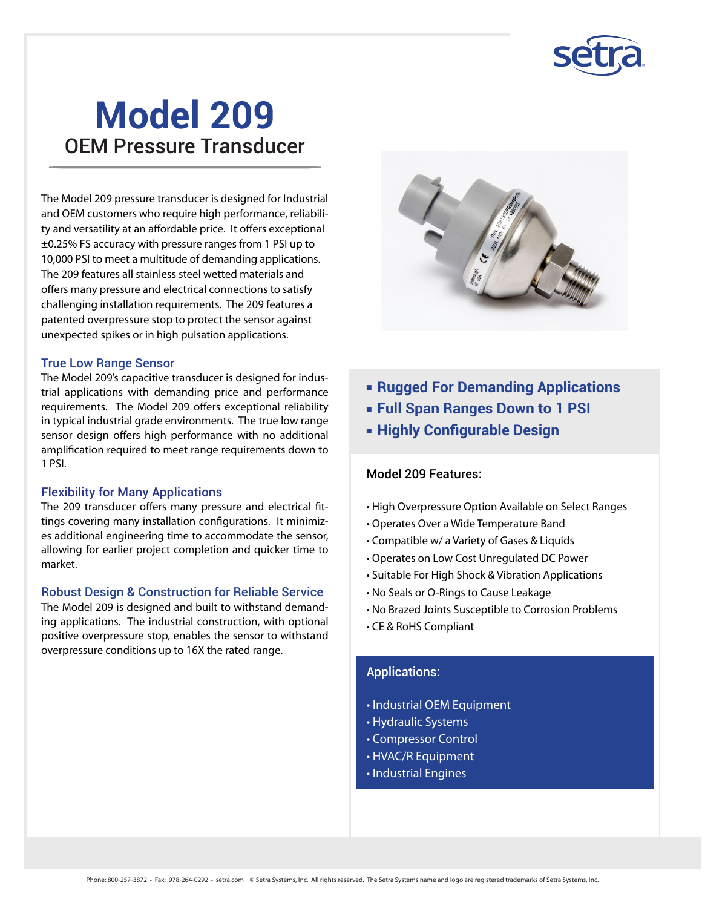# Model 209

## OEM Pressure Transducer

The Model 209 pressure transducer is designed for Industrial and OEM customers who require high performance, reliability and versatility at an affordable price. It offers exceptional ±0.25% FS accuracy with pressure ranges from 1 PSI up to 10,000 PSI to meet a multitude of demanding applications. The 209 features all stainless steel wetted materials and offers many pressure and electrical connections to satisfy challenging installation requirements. The 209 features a patented overpressure stop to protect the sensor against unexpected spikes or in high pulsation applications.

### True Low Range Sensor

The Model 209's capacitive transducer is designed for industrial applications with demanding price and performance requirements. The Model 209 offers exceptional reliability in typical industrial grade environments. The true low range sensor design offers high performance with no additional amplification required to meet range requirements down to 1 PSI.

### Flexibility for Many Applications

The 209 transducer offers many pressure and electrical fittings covering many installation configurations. It minimizes additional engineering time to accommodate the sensor, allowing for earlier project completion and quicker time to market.

### Robust Design & Construction for Reliable Service

The Model 209 is designed and built to withstand demanding applications. The industrial construction, with optional positive overpressure stop, enables the sensor to withstand overpressure conditions up to 16X the rated range.

- **Rugged For Demanding Applications**
- **Full Span Ranges Down to 1 PSI**
- **Highly Configurable Design**

### Model 209 Features:

- High Overpressure Option Available on Select Ranges
- Operates Over a Wide Temperature Band
- Compatible w/ a Variety of Gases & Liquids
- Operates on Low Cost Unregulated DC Power
- Suitable For High Shock & Vibration Applications
- No Seals or O-Rings to Cause Leakage
- No Brazed Joints Susceptible to Corrosion Problems
- CE & RoHS Compliant

### Applications:

- Industrial OEM Equipment
- Hydraulic Systems
- Compressor Control
- HVAC/R Equipment
- Industrial Engines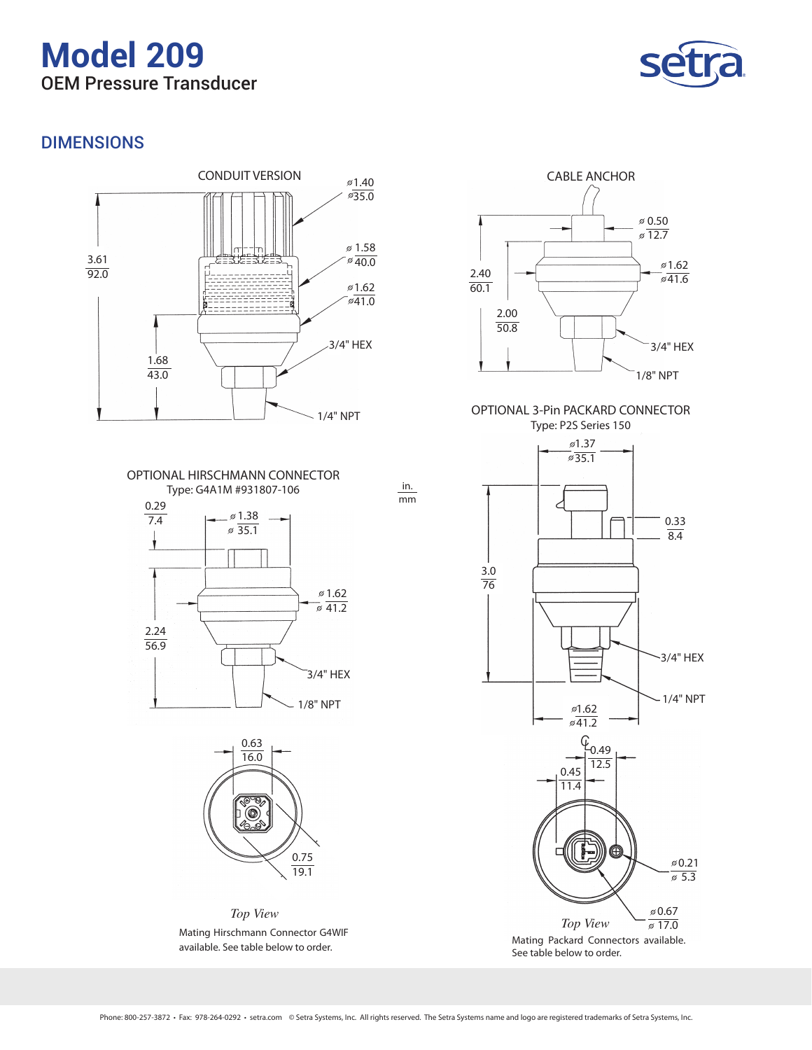# Model 209

OEM Pressure Transducer

## DIMENSIONS

CONDUIT VERSION

ø1.40 / ø35.0

ø 1.58 / ø 40.0

ø1.62 / ø41.0

3.61 / 92.0

1.68 / 43.0

3/4" HEX

1/4" NPT

CABLE ANCHOR

ø 0.50 / ø 12.7

ø1.62 / ø41.6

2.40 / 60.1

2.00 / 50.8

3/4" HEX

1/8" NPT

in. / mm

OPTIONAL HIRSCHMANN CONNECTOR

Type: G4A1M #931807-106

0.29 / 7.4

ø 1.38 / ø 35.1

ø 1.62 / ø 41.2

2.24 / 56.9

3/4" HEX

1/8" NPT

0.63 / 16.0

0.75 / 19.1

*Top View*

Mating Hirschmann Connector G4WIF available. See table below to order.

OPTIONAL 3-Pin PACKARD CONNECTOR

Type: P2S Series 150

ø1.37 / ø35.1

0.33 / 8.4

3.0 / 76

3/4" HEX

1/4" NPT

ø1.62 / ø41.2

0.49 / 12.5

0.45 / 11.4

ø0.21 / ø 5.3

ø0.67 / ø 17.0

*Top View*

Mating Packard Connectors available. See table below to order.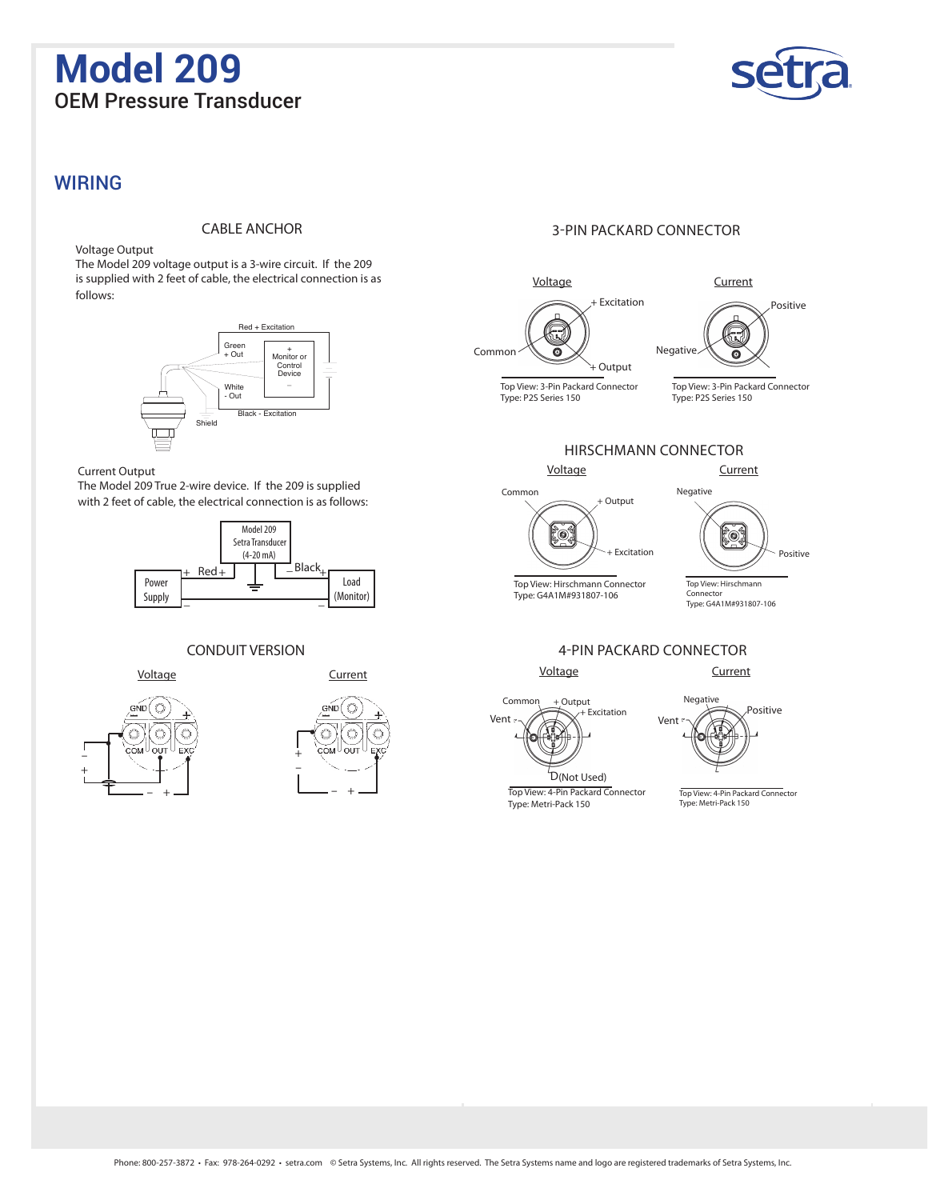# Model 209

OEM Pressure Transducer

## WIRING

### CABLE ANCHOR

Voltage Output
The Model 209 voltage output is a 3-wire circuit. If the 209 is supplied with 2 feet of cable, the electrical connection is as follows:

Red + Excitation
Green + Out
White - Out
Black - Excitation
Shield
+ Monitor or Control Device −

Current Output
The Model 209 True 2-wire device. If the 209 is supplied with 2 feet of cable, the electrical connection is as follows:

Model 209 Setra Transducer (4-20 mA)
Power Supply + Red + 
− Black + Load (Monitor) −

### CONDUIT VERSION

Voltage

GND − + COM OUT EXC

Current

GND − + COM OUT EXC

### 3-PIN PACKARD CONNECTOR

Voltage

+ Excitation, Common, + Output

Top View: 3-Pin Packard Connector
Type: P2S Series 150

Current

Positive, Negative

Top View: 3-Pin Packard Connector
Type: P2S Series 150

### HIRSCHMANN CONNECTOR

Voltage

Common, + Output, + Excitation

Top View: Hirschmann Connector
Type: G4A1M#931807-106

Current

Negative, Positive

Top View: Hirschmann Connector
Type: G4A1M#931807-106

### 4-PIN PACKARD CONNECTOR

Voltage

Common, + Output, + Excitation, Vent, D(Not Used)

Top View: 4-Pin Packard Connector
Type: Metri-Pack 150

Current

Negative, Positive, Vent

Top View: 4-Pin Packard Connector
Type: Metri-Pack 150

Phone: 800-257-3872 • Fax: 978-264-0292 • setra.com © Setra Systems, Inc. All rights reserved. The Setra Systems name and logo are registered trademarks of Setra Systems, Inc.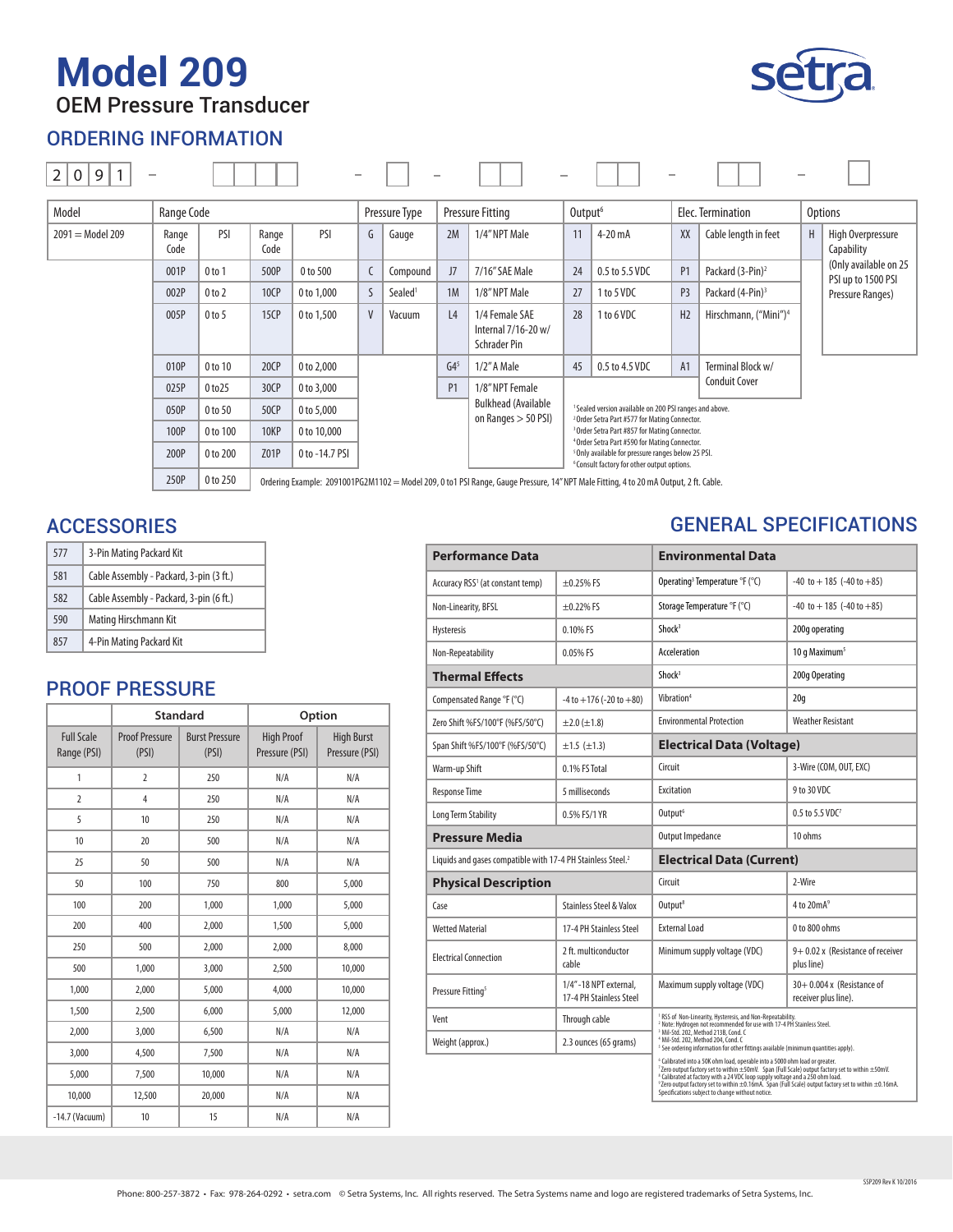# Model 209

## OEM Pressure Transducer

## ORDERING INFORMATION

2 0 9 1 – □□□□ – □ – □□ – □□ – □□ – □

| Model | Range Code | | | | Pressure Type | | Pressure Fitting | | Output[6] | | Elec. Termination | | Options | |
|---|---|---|---|---|---|---|---|---|---|---|---|---|---|---|
| 2091 = Model 209 | Range Code | PSI | Range Code | PSI | G | Gauge | 2M | 1/4" NPT Male | 11 | 4-20 mA | XX | Cable length in feet | H | High Overpressure Capability (Only available on 25 PSI up to 1500 PSI Pressure Ranges) |
| | 001P | 0 to 1 | 500P | 0 to 500 | C | Compound | J7 | 7/16" SAE Male | 24 | 0.5 to 5.5 VDC | P1 | Packard (3-Pin)[2] | | |
| | 002P | 0 to 2 | 10CP | 0 to 1,000 | S | Sealed[1] | 1M | 1/8" NPT Male | 27 | 1 to 5 VDC | P3 | Packard (4-Pin)[3] | | |
| | 005P | 0 to 5 | 15CP | 0 to 1,500 | V | Vacuum | L4 | 1/4 Female SAE Internal 7/16-20 w/ Schrader Pin | 28 | 1 to 6 VDC | H2 | Hirschmann, ("Mini")[4] | | |
| | 010P | 0 to 10 | 20CP | 0 to 2,000 | | | G4[5] | 1/2" A Male | 45 | 0.5 to 4.5 VDC | A1 | Terminal Block w/ Conduit Cover | | |
| | 025P | 0 to25 | 30CP | 0 to 3,000 | | | P1 | 1/8" NPT Female Bulkhead (Available on Ranges > 50 PSI) | | | | | | |
| | 050P | 0 to 50 | 50CP | 0 to 5,000 | | | | | | | | | | |
| | 100P | 0 to 100 | 10KP | 0 to 10,000 | | | | | | | | | | |
| | 200P | 0 to 200 | Z01P | 0 to -14.7 PSI | | | | | | | | | | |
| | 250P | 0 to 250 | | | | | | | | | | | | |

[1] Sealed version available on 200 PSI ranges and above.
[2] Order Setra Part #577 for Mating Connector.
[3] Order Setra Part #857 for Mating Connector.
[4] Order Setra Part #590 for Mating Connector.
[5] Only available for pressure ranges below 25 PSI.
[6] Consult factory for other output options.

Ordering Example: 2091001PG2M1102 = Model 209, 0 to1 PSI Range, Gauge Pressure, 14" NPT Male Fitting, 4 to 20 mA Output, 2 ft. Cable.

## ACCESSORIES

| | |
|---|---|
| 577 | 3-Pin Mating Packard Kit |
| 581 | Cable Assembly - Packard, 3-pin (3 ft.) |
| 582 | Cable Assembly - Packard, 3-pin (6 ft.) |
| 590 | Mating Hirschmann Kit |
| 857 | 4-Pin Mating Packard Kit |

## PROOF PRESSURE

| | Standard | | Option | |
|---|---|---|---|---|
| Full Scale Range (PSI) | Proof Pressure (PSI) | Burst Pressure (PSI) | High Proof Pressure (PSI) | High Burst Pressure (PSI) |
| 1 | 2 | 250 | N/A | N/A |
| 2 | 4 | 250 | N/A | N/A |
| 5 | 10 | 250 | N/A | N/A |
| 10 | 20 | 500 | N/A | N/A |
| 25 | 50 | 500 | N/A | N/A |
| 50 | 100 | 750 | 800 | 5,000 |
| 100 | 200 | 1,000 | 1,000 | 5,000 |
| 200 | 400 | 2,000 | 1,500 | 5,000 |
| 250 | 500 | 2,000 | 2,000 | 8,000 |
| 500 | 1,000 | 3,000 | 2,500 | 10,000 |
| 1,000 | 2,000 | 5,000 | 4,000 | 10,000 |
| 1,500 | 2,500 | 6,000 | 5,000 | 12,000 |
| 2,000 | 3,000 | 6,500 | N/A | N/A |
| 3,000 | 4,500 | 7,500 | N/A | N/A |
| 5,000 | 7,500 | 10,000 | N/A | N/A |
| 10,000 | 12,500 | 20,000 | N/A | N/A |
| -14.7 (Vacuum) | 10 | 15 | N/A | N/A |

## GENERAL SPECIFICATIONS

| Performance Data | | Environmental Data | |
|---|---|---|---|
| Accuracy RSS[1] (at constant temp) | ±0.25% FS | Operating[3] Temperature °F (°C) | -40 to +185 (-40 to +85) |
| Non-Linearity, BFSL | ±0.22% FS | Storage Temperature °F (°C) | -40 to +185 (-40 to +85) |
| Hysteresis | 0.10% FS | Shock[3] | 200g operating |
| Non-Repeatability | 0.05% FS | Acceleration | 10 g Maximum[5] |
| **Thermal Effects** | | Shock[3] | 200g Operating |
| Compensated Range °F (°C) | -4 to +176 (-20 to +80) | Vibration[4] | 20g |
| Zero Shift %FS/100°F (%FS/50°C) | ±2.0 (±1.8) | Environmental Protection | Weather Resistant |
| Span Shift %FS/100°F (%FS/50°C) | ±1.5 (±1.3) | **Electrical Data (Voltage)** | |
| Warm-up Shift | 0.1% FS Total | Circuit | 3-Wire (COM, OUT, EXC) |
| Response Time | 5 milliseconds | Excitation | 9 to 30 VDC |
| Long Term Stability | 0.5% FS/1 YR | Output[6] | 0.5 to 5.5 VDC[7] |
| **Pressure Media** | | Output Impedance | 10 ohms |
| Liquids and gases compatible with 17-4 PH Stainless Steel.[2] | | **Electrical Data (Current)** | |
| **Physical Description** | | Circuit | 2-Wire |
| Case | Stainless Steel & Valox | Output[8] | 4 to 20mA[9] |
| Wetted Material | 17-4 PH Stainless Steel | External Load | 0 to 800 ohms |
| Electrical Connection | 2 ft. multiconductor cable | Minimum supply voltage (VDC) | 9+ 0.02 x (Resistance of receiver plus line) |
| Pressure Fitting[5] | 1/4"-18 NPT external, 17-4 PH Stainless Steel | Maximum supply voltage (VDC) | 30+ 0.004 x (Resistance of receiver plus line). |
| Vent | Through cable | | |
| Weight (approx.) | 2.3 ounces (65 grams) | | |

[1] RSS of Non-Linearity, Hysteresis, and Non-Repeatability.
[2] Note: Hydrogen not recommended for use with 17-4 PH Stainless Steel.
[3] Mil-Std. 202, Method 213B, Cond. C
[4] Mil-Std. 202, Method 204, Cond. C
[5] See ordering information for other fittings available (minimum quantities apply).
[6] Calibrated into a 50K ohm load, operable into a 5000 ohm load or greater.
[7] Zero output factory set to within ±50mV. Span (Full Scale) output factory set to within ±50mV.
[8] Calibrated at factory with a 24 VDC loop supply voltage and a 250 ohm load.
[9] Zero output factory set to within ±0.16mA. Span (Full Scale) output factory set to within ±0.16mA.
Specifications subject to change without notice.

SSP209 Rev K 10/2016

Phone: 800-257-3872 • Fax: 978-264-0292 • setra.com © Setra Systems, Inc. All rights reserved. The Setra Systems name and logo are registered trademarks of Setra Systems, Inc.